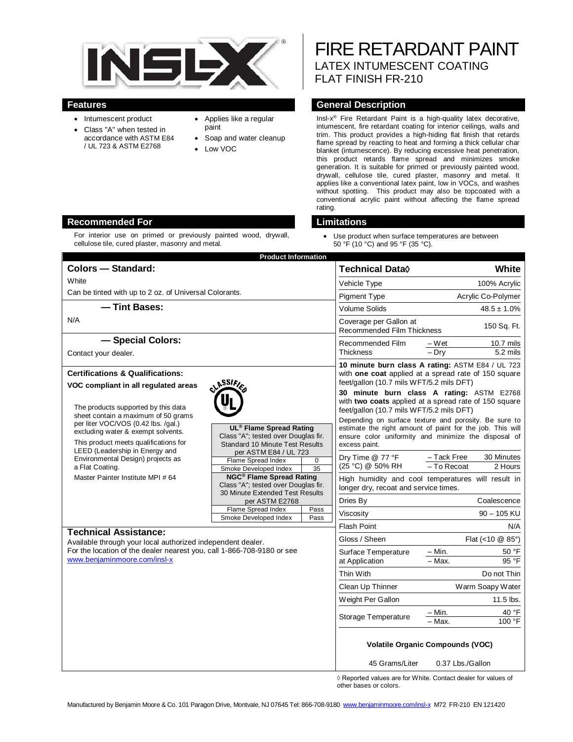# FIRE RETARDANT PAINT

LATEX INTUMESCENT COATING
FLAT FINISH FR-210

## Features

- Intumescent product
- Class "A" when tested in accordance with ASTM E84 / UL 723 & ASTM E2768
- Applies like a regular paint
- Soap and water cleanup
- Low VOC

## General Description

Insl-x® Fire Retardant Paint is a high-quality latex decorative, intumescent, fire retardant coating for interior ceilings, walls and trim. This product provides a high-hiding flat finish that retards flame spread by reacting to heat and forming a thick cellular char blanket (intumescence). By reducing excessive heat penetration, this product retards flame spread and minimizes smoke generation. It is suitable for primed or previously painted wood, drywall, cellulose tile, cured plaster, masonry and metal. It applies like a conventional latex paint, low in VOCs, and washes without spotting. This product may also be topcoated with a conventional acrylic paint without affecting the flame spread rating.

## Recommended For

For interior use on primed or previously painted wood, drywall, cellulose tile, cured plaster, masonry and metal.

## Limitations

- Use product when surface temperatures are between 50 °F (10 °C) and 95 °F (35 °C).

## Product Information

### Colors — Standard:

White

Can be tinted with up to 2 oz. of Universal Colorants.

### — Tint Bases:

N/A

### — Special Colors:

Contact your dealer.

### Certifications & Qualifications:

**VOC compliant in all regulated areas**

The products supported by this data sheet contain a maximum of 50 grams per liter VOC/VOS (0.42 lbs. /gal.) excluding water & exempt solvents.

This product meets qualifications for LEED (Leadership in Energy and Environmental Design) projects as a Flat Coating.

Master Painter Institute MPI # 64

| **UL® Flame Spread Rating** Class "A"; tested over Douglas fir. Standard 10 Minute Test Results per ASTM E84 / UL 723 | |
|---|---|
| Flame Spread Index | 0 |
| Smoke Developed Index | 35 |

| **NGC® Flame Spread Rating** Class "A"; tested over Douglas fir. 30 Minute Extended Test Results per ASTM E2768 | |
|---|---|
| Flame Spread Index | Pass |
| Smoke Developed Index | Pass |

### Technical Assistance:

Available through your local authorized independent dealer.
For the location of the dealer nearest you, call 1-866-708-9180 or see www.benjaminmoore.com/insl-x

| Technical Data◊ | | White |
|---|---|---|
| Vehicle Type | | 100% Acrylic |
| Pigment Type | | Acrylic Co-Polymer |
| Volume Solids | | 48.5 ± 1.0% |
| Coverage per Gallon at Recommended Film Thickness | | 150 Sq. Ft. |
| Recommended Film Thickness | – Wet | 10.7 mils |
| | – Dry | 5.2 mils |

**10 minute burn class A rating:** ASTM E84 / UL 723 with **one coat** applied at a spread rate of 150 square feet/gallon (10.7 mils WFT/5.2 mils DFT)

**30 minute burn class A rating:** ASTM E2768 with **two coats** applied at a spread rate of 150 square feet/gallon (10.7 mils WFT/5.2 mils DFT)

Depending on surface texture and porosity. Be sure to estimate the right amount of paint for the job. This will ensure color uniformity and minimize the disposal of excess paint.

| | | |
|---|---|---|
| Dry Time @ 77 °F (25 °C) @ 50% RH | – Tack Free | 30 Minutes |
| | – To Recoat | 2 Hours |

High humidity and cool temperatures will result in longer dry, recoat and service times.

| | | |
|---|---|---|
| Dries By | | Coalescence |
| Viscosity | | 90 – 105 KU |
| Flash Point | | N/A |
| Gloss / Sheen | | Flat (<10 @ 85°) |
| Surface Temperature at Application | – Min. | 50 °F |
| | – Max. | 95 °F |
| Thin With | | Do not Thin |
| Clean Up Thinner | | Warm Soapy Water |
| Weight Per Gallon | | 11.5 lbs. |
| Storage Temperature | – Min. | 40 °F |
| | – Max. | 100 °F |

**Volatile Organic Compounds (VOC)**

45 Grams/Liter 0.37 Lbs./Gallon

◊ Reported values are for White. Contact dealer for values of other bases or colors.

Manufactured by Benjamin Moore & Co. 101 Paragon Drive, Montvale, NJ 07645 Tel: 866-708-9180 www.benjaminmoore.com/insl-x M72 FR-210 EN 121420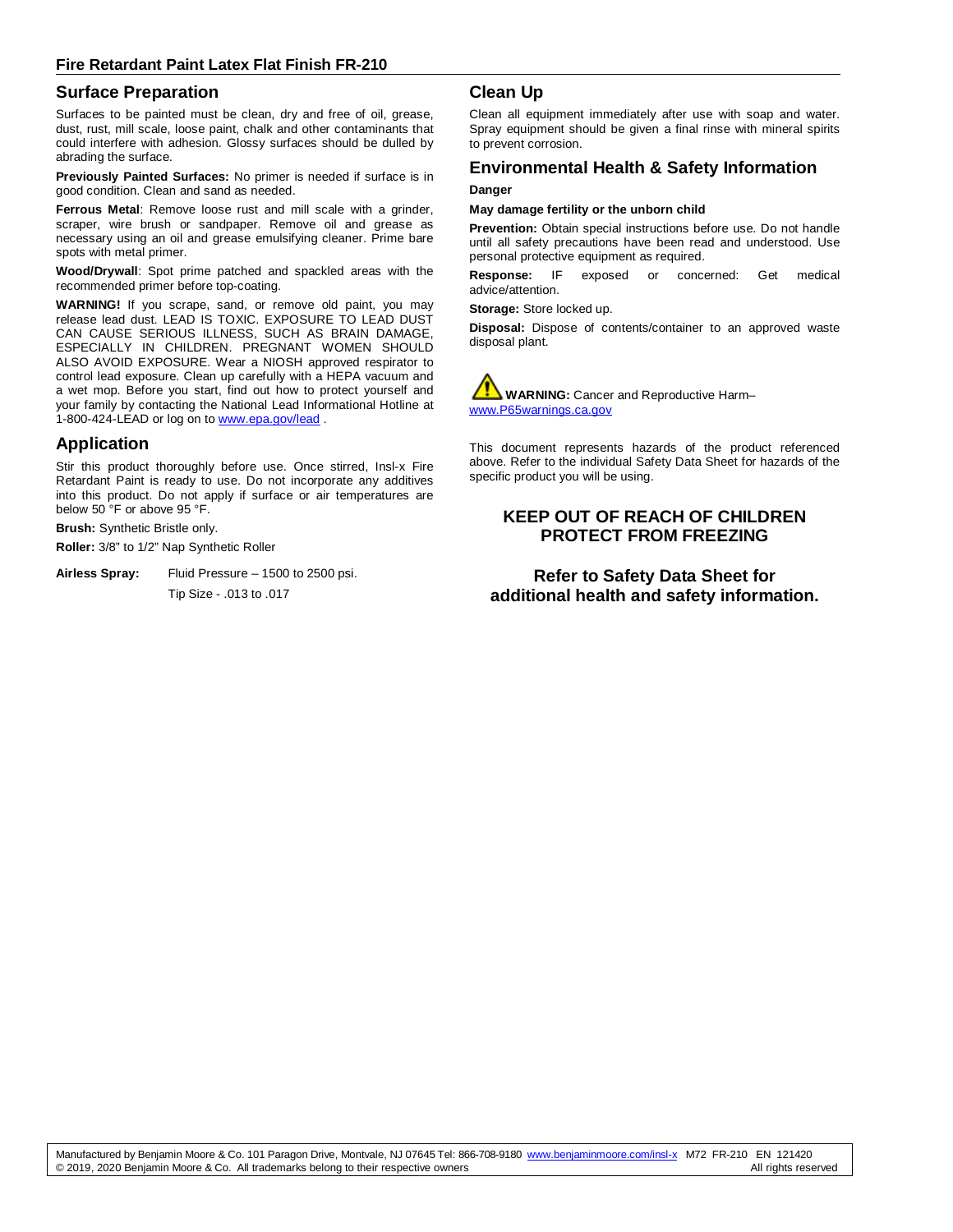# Fire Retardant Paint Latex Flat Finish FR-210

## Surface Preparation

Surfaces to be painted must be clean, dry and free of oil, grease, dust, rust, mill scale, loose paint, chalk and other contaminants that could interfere with adhesion. Glossy surfaces should be dulled by abrading the surface.

**Previously Painted Surfaces:** No primer is needed if surface is in good condition. Clean and sand as needed.

**Ferrous Metal**: Remove loose rust and mill scale with a grinder, scraper, wire brush or sandpaper. Remove oil and grease as necessary using an oil and grease emulsifying cleaner. Prime bare spots with metal primer.

**Wood/Drywall**: Spot prime patched and spackled areas with the recommended primer before top-coating.

**WARNING!** If you scrape, sand, or remove old paint, you may release lead dust. LEAD IS TOXIC. EXPOSURE TO LEAD DUST CAN CAUSE SERIOUS ILLNESS, SUCH AS BRAIN DAMAGE, ESPECIALLY IN CHILDREN. PREGNANT WOMEN SHOULD ALSO AVOID EXPOSURE. Wear a NIOSH approved respirator to control lead exposure. Clean up carefully with a HEPA vacuum and a wet mop. Before you start, find out how to protect yourself and your family by contacting the National Lead Informational Hotline at 1-800-424-LEAD or log on to www.epa.gov/lead .

## Application

Stir this product thoroughly before use. Once stirred, Insl-x Fire Retardant Paint is ready to use. Do not incorporate any additives into this product. Do not apply if surface or air temperatures are below 50 °F or above 95 °F.

**Brush:** Synthetic Bristle only.

**Roller:** 3/8" to 1/2" Nap Synthetic Roller

**Airless Spray:** Fluid Pressure – 1500 to 2500 psi.
Tip Size - .013 to .017

## Clean Up

Clean all equipment immediately after use with soap and water. Spray equipment should be given a final rinse with mineral spirits to prevent corrosion.

## Environmental Health & Safety Information

**Danger**

**May damage fertility or the unborn child**

**Prevention:** Obtain special instructions before use. Do not handle until all safety precautions have been read and understood. Use personal protective equipment as required.

**Response:** IF exposed or concerned: Get medical advice/attention.

**Storage:** Store locked up.

**Disposal:** Dispose of contents/container to an approved waste disposal plant.

**WARNING:** Cancer and Reproductive Harm– www.P65warnings.ca.gov

This document represents hazards of the product referenced above. Refer to the individual Safety Data Sheet for hazards of the specific product you will be using.

**KEEP OUT OF REACH OF CHILDREN**
**PROTECT FROM FREEZING**

**Refer to Safety Data Sheet for additional health and safety information.**

Manufactured by Benjamin Moore & Co. 101 Paragon Drive, Montvale, NJ 07645 Tel: 866-708-9180 www.benjaminmoore.com/insl-x M72 FR-210 EN 121420
© 2019, 2020 Benjamin Moore & Co. All trademarks belong to their respective owners All rights reserved